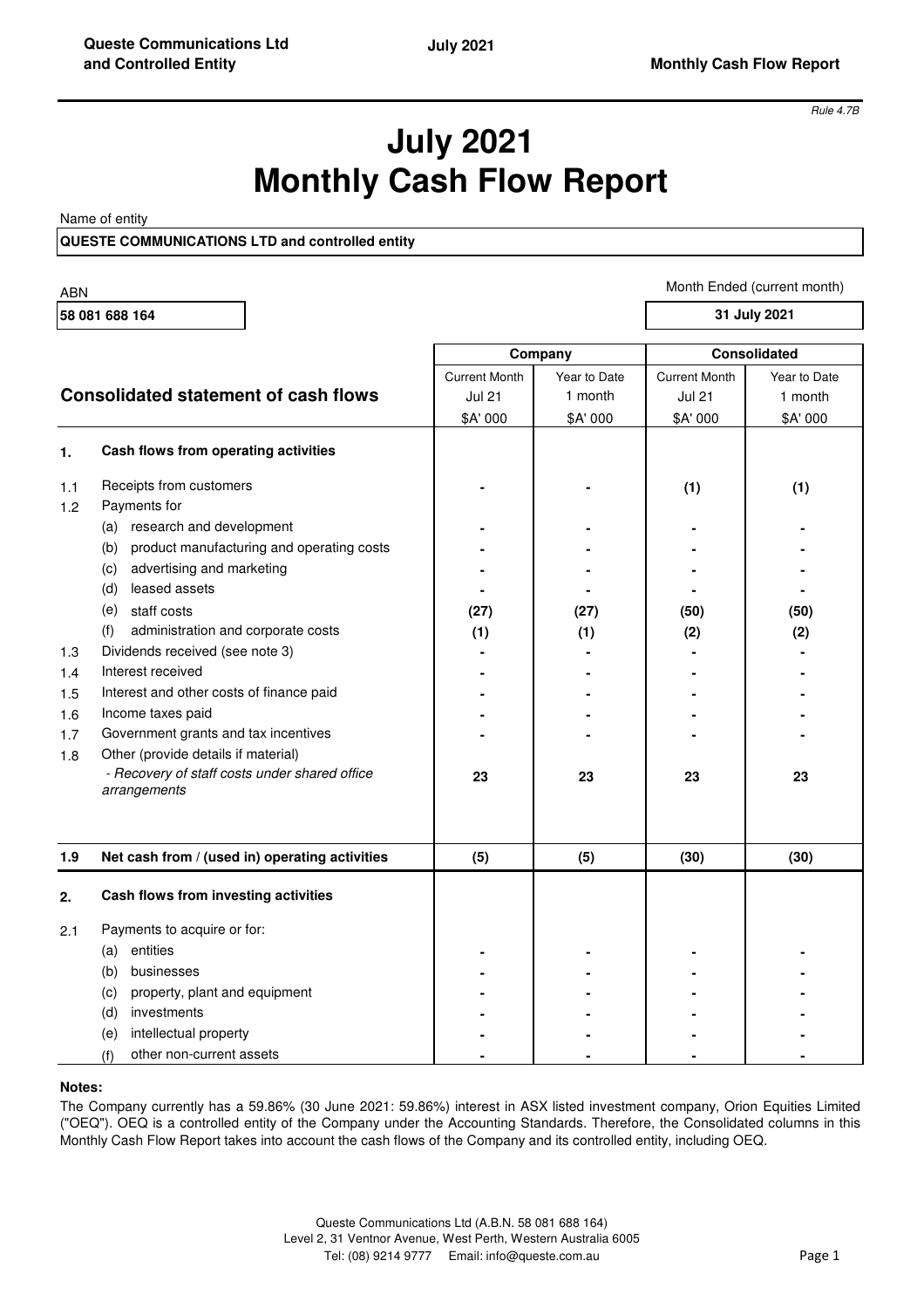Rule 4.7B

# July 2021
# Monthly Cash Flow Report

Name of entity

**QUESTE COMMUNICATIONS LTD and controlled entity**

ABN

**58 081 688 164**

Month Ended (current month)

**31 July 2021**

| | **Consolidated statement of cash flows** | **Company** | | **Consolidated** | |
|---|---|---|---|---|---|
| | | Current Month Jul 21 $A' 000 | Year to Date 1 month $A' 000 | Current Month Jul 21 $A' 000 | Year to Date 1 month $A' 000 |
| **1.** | **Cash flows from operating activities** | | | | |
| 1.1 | Receipts from customers | **-** | **-** | **(1)** | **(1)** |
| 1.2 | Payments for | | | | |
| | (a) research and development | **-** | **-** | **-** | **-** |
| | (b) product manufacturing and operating costs | **-** | **-** | **-** | **-** |
| | (c) advertising and marketing | **-** | **-** | **-** | **-** |
| | (d) leased assets | **-** | **-** | **-** | **-** |
| | (e) staff costs | **(27)** | **(27)** | **(50)** | **(50)** |
| | (f) administration and corporate costs | **(1)** | **(1)** | **(2)** | **(2)** |
| 1.3 | Dividends received (see note 3) | **-** | **-** | **-** | **-** |
| 1.4 | Interest received | **-** | **-** | **-** | **-** |
| 1.5 | Interest and other costs of finance paid | **-** | **-** | **-** | **-** |
| 1.6 | Income taxes paid | **-** | **-** | **-** | **-** |
| 1.7 | Government grants and tax incentives | **-** | **-** | **-** | **-** |
| 1.8 | Other (provide details if material) | | | | |
| | *- Recovery of staff costs under shared office arrangements* | **23** | **23** | **23** | **23** |
| **1.9** | **Net cash from / (used in) operating activities** | **(5)** | **(5)** | **(30)** | **(30)** |
| **2.** | **Cash flows from investing activities** | | | | |
| 2.1 | Payments to acquire or for: | | | | |
| | (a) entities | **-** | **-** | **-** | **-** |
| | (b) businesses | **-** | **-** | **-** | **-** |
| | (c) property, plant and equipment | **-** | **-** | **-** | **-** |
| | (d) investments | **-** | **-** | **-** | **-** |
| | (e) intellectual property | **-** | **-** | **-** | **-** |
| | (f) other non-current assets | **-** | **-** | **-** | **-** |

**Notes:**

The Company currently has a 59.86% (30 June 2021: 59.86%) interest in ASX listed investment company, Orion Equities Limited ("OEQ"). OEQ is a controlled entity of the Company under the Accounting Standards. Therefore, the Consolidated columns in this Monthly Cash Flow Report takes into account the cash flows of the Company and its controlled entity, including OEQ.

Queste Communications Ltd (A.B.N. 58 081 688 164)
Level 2, 31 Ventnor Avenue, West Perth, Western Australia 6005
Tel: (08) 9214 9777 Email: info@queste.com.au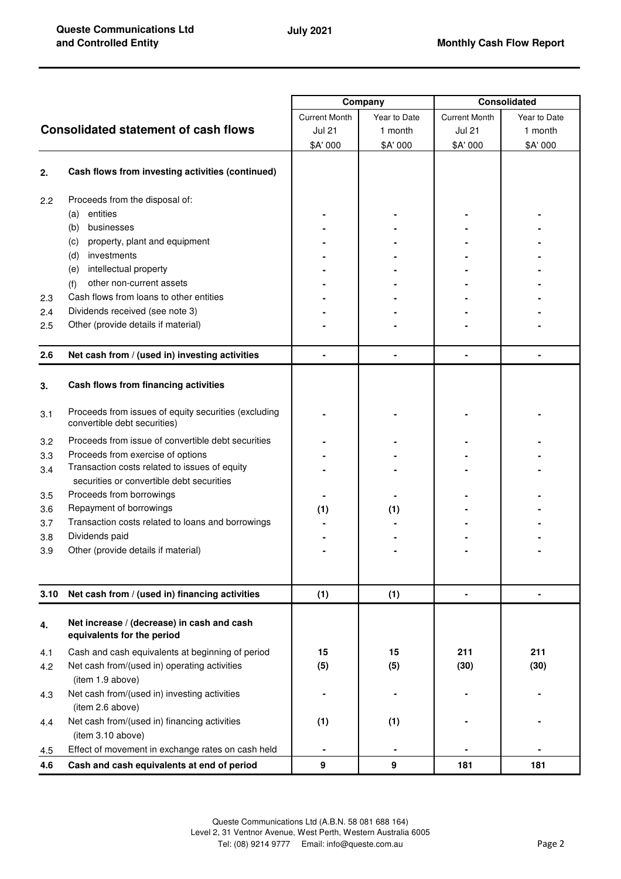| | Consolidated statement of cash flows | Company | | Consolidated | |
|---|---|---|---|---|---|
| | | Current Month Jul 21 $A' 000 | Year to Date 1 month $A' 000 | Current Month Jul 21 $A' 000 | Year to Date 1 month $A' 000 |
| **2.** | **Cash flows from investing activities (continued)** | | | | |
| 2.2 | Proceeds from the disposal of: | | | | |
| | (a) entities | - | - | - | - |
| | (b) businesses | - | - | - | - |
| | (c) property, plant and equipment | - | - | - | - |
| | (d) investments | - | - | - | - |
| | (e) intellectual property | - | - | - | - |
| | (f) other non-current assets | - | - | - | - |
| 2.3 | Cash flows from loans to other entities | - | - | - | - |
| 2.4 | Dividends received (see note 3) | - | - | - | - |
| 2.5 | Other (provide details if material) | - | - | - | - |
| **2.6** | **Net cash from / (used in) investing activities** | **-** | **-** | **-** | **-** |
| **3.** | **Cash flows from financing activities** | | | | |
| 3.1 | Proceeds from issues of equity securities (excluding convertible debt securities) | - | - | - | - |
| 3.2 | Proceeds from issue of convertible debt securities | - | - | - | - |
| 3.3 | Proceeds from exercise of options | - | - | - | - |
| 3.4 | Transaction costs related to issues of equity securities or convertible debt securities | - | - | - | - |
| 3.5 | Proceeds from borrowings | - | - | - | - |
| 3.6 | Repayment of borrowings | **(1)** | **(1)** | - | - |
| 3.7 | Transaction costs related to loans and borrowings | - | - | - | - |
| 3.8 | Dividends paid | - | - | - | - |
| 3.9 | Other (provide details if material) | - | - | - | - |
| **3.10** | **Net cash from / (used in) financing activities** | **(1)** | **(1)** | **-** | **-** |
| **4.** | **Net increase / (decrease) in cash and cash equivalents for the period** | | | | |
| 4.1 | Cash and cash equivalents at beginning of period | **15** | **15** | **211** | **211** |
| 4.2 | Net cash from/(used in) operating activities (item 1.9 above) | **(5)** | **(5)** | **(30)** | **(30)** |
| 4.3 | Net cash from/(used in) investing activities (item 2.6 above) | - | - | - | - |
| 4.4 | Net cash from/(used in) financing activities (item 3.10 above) | **(1)** | **(1)** | - | - |
| 4.5 | Effect of movement in exchange rates on cash held | - | - | - | - |
| **4.6** | **Cash and cash equivalents at end of period** | **9** | **9** | **181** | **181** |

Queste Communications Ltd (A.B.N. 58 081 688 164)
Level 2, 31 Ventnor Avenue, West Perth, Western Australia 6005
Tel: (08) 9214 9777 Email: info@queste.com.au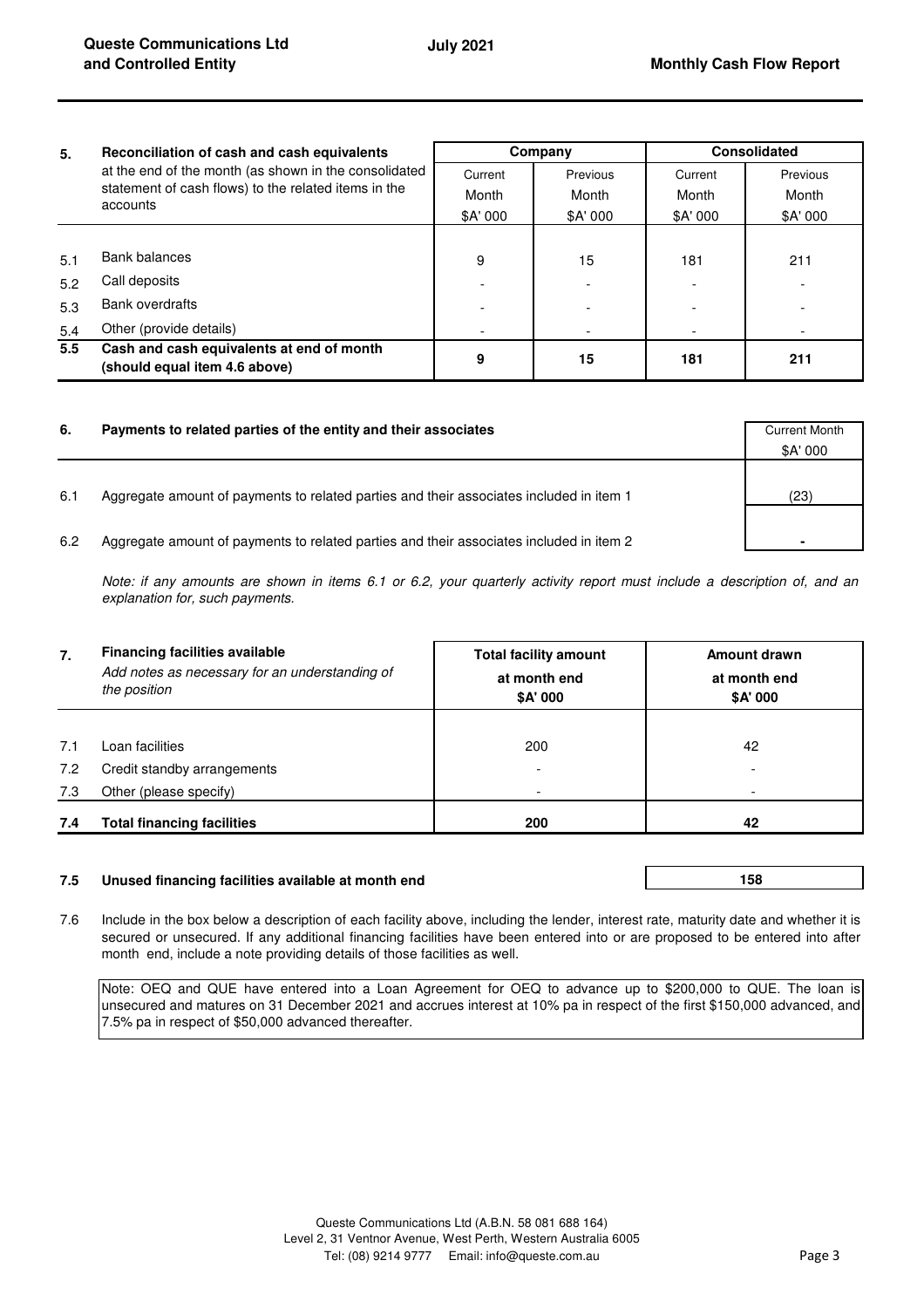| 5. | Reconciliation of cash and cash equivalents at the end of the month (as shown in the consolidated statement of cash flows) to the related items in the accounts | Company | | Consolidated | |
|---|---|---|---|---|---|
| | | Current Month $A' 000 | Previous Month $A' 000 | Current Month $A' 000 | Previous Month $A' 000 |
| 5.1 | Bank balances | 9 | 15 | 181 | 211 |
| 5.2 | Call deposits | - | - | - | - |
| 5.3 | Bank overdrafts | - | - | - | - |
| 5.4 | Other (provide details) | - | - | - | - |
| **5.5** | **Cash and cash equivalents at end of month (should equal item 4.6 above)** | **9** | **15** | **181** | **211** |

| 6. | Payments to related parties of the entity and their associates | Current Month $A' 000 |
|---|---|---|
| 6.1 | Aggregate amount of payments to related parties and their associates included in item 1 | (23) |
| 6.2 | Aggregate amount of payments to related parties and their associates included in item 2 | - |

*Note: if any amounts are shown in items 6.1 or 6.2, your quarterly activity report must include a description of, and an explanation for, such payments.*

| 7. | Financing facilities available *Add notes as necessary for an understanding of the position* | Total facility amount at month end $A' 000 | Amount drawn at month end $A' 000 |
|---|---|---|---|
| 7.1 | Loan facilities | 200 | 42 |
| 7.2 | Credit standby arrangements | - | - |
| 7.3 | Other (please specify) | - | - |
| **7.4** | **Total financing facilities** | **200** | **42** |

| 7.5 | Unused financing facilities available at month end | 158 |
|---|---|---|

7.6 Include in the box below a description of each facility above, including the lender, interest rate, maturity date and whether it is secured or unsecured. If any additional financing facilities have been entered into or are proposed to be entered into after month end, include a note providing details of those facilities as well.

Note: OEQ and QUE have entered into a Loan Agreement for OEQ to advance up to $200,000 to QUE. The loan is unsecured and matures on 31 December 2021 and accrues interest at 10% pa in respect of the first $150,000 advanced, and 7.5% pa in respect of $50,000 advanced thereafter.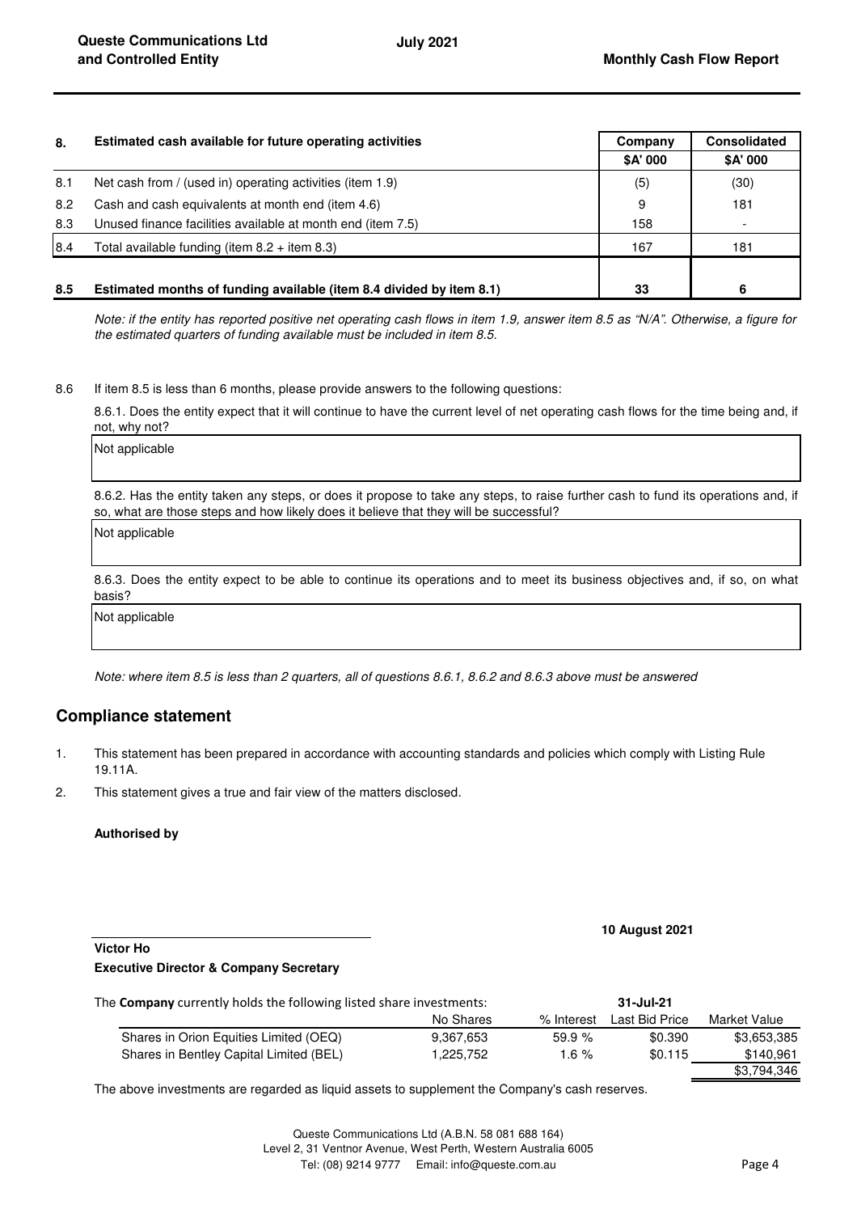| 8. | Estimated cash available for future operating activities | Company | Consolidated |
|---|---|---|---|
| | | $A' 000 | $A' 000 |
| 8.1 | Net cash from / (used in) operating activities (item 1.9) | (5) | (30) |
| 8.2 | Cash and cash equivalents at month end (item 4.6) | 9 | 181 |
| 8.3 | Unused finance facilities available at month end (item 7.5) | 158 | - |
| 8.4 | Total available funding (item 8.2 + item 8.3) | 167 | 181 |
| **8.5** | **Estimated months of funding available (item 8.4 divided by item 8.1)** | **33** | **6** |

*Note: if the entity has reported positive net operating cash flows in item 1.9, answer item 8.5 as "N/A". Otherwise, a figure for the estimated quarters of funding available must be included in item 8.5.*

8.6 If item 8.5 is less than 6 months, please provide answers to the following questions:

8.6.1. Does the entity expect that it will continue to have the current level of net operating cash flows for the time being and, if not, why not?

Not applicable

8.6.2. Has the entity taken any steps, or does it propose to take any steps, to raise further cash to fund its operations and, if so, what are those steps and how likely does it believe that they will be successful?

Not applicable

8.6.3. Does the entity expect to be able to continue its operations and to meet its business objectives and, if so, on what basis?

Not applicable

*Note: where item 8.5 is less than 2 quarters, all of questions 8.6.1, 8.6.2 and 8.6.3 above must be answered*

## Compliance statement

1. This statement has been prepared in accordance with accounting standards and policies which comply with Listing Rule 19.11A.
2. This statement gives a true and fair view of the matters disclosed.

**Authorised by**

**10 August 2021**

**Victor Ho**
**Executive Director & Company Secretary**

The **Company** currently holds the following listed share investments:

| | No Shares | % Interest | 31-Jul-21 Last Bid Price | Market Value |
|---|---|---|---|---|
| Shares in Orion Equities Limited (OEQ) | 9,367,653 | 59.9 % | $0.390 | $3,653,385 |
| Shares in Bentley Capital Limited (BEL) | 1,225,752 | 1.6 % | $0.115 | $140,961 |
| | | | | $3,794,346 |

The above investments are regarded as liquid assets to supplement the Company's cash reserves.

Queste Communications Ltd (A.B.N. 58 081 688 164)
Level 2, 31 Ventnor Avenue, West Perth, Western Australia 6005
Tel: (08) 9214 9777 Email: info@queste.com.au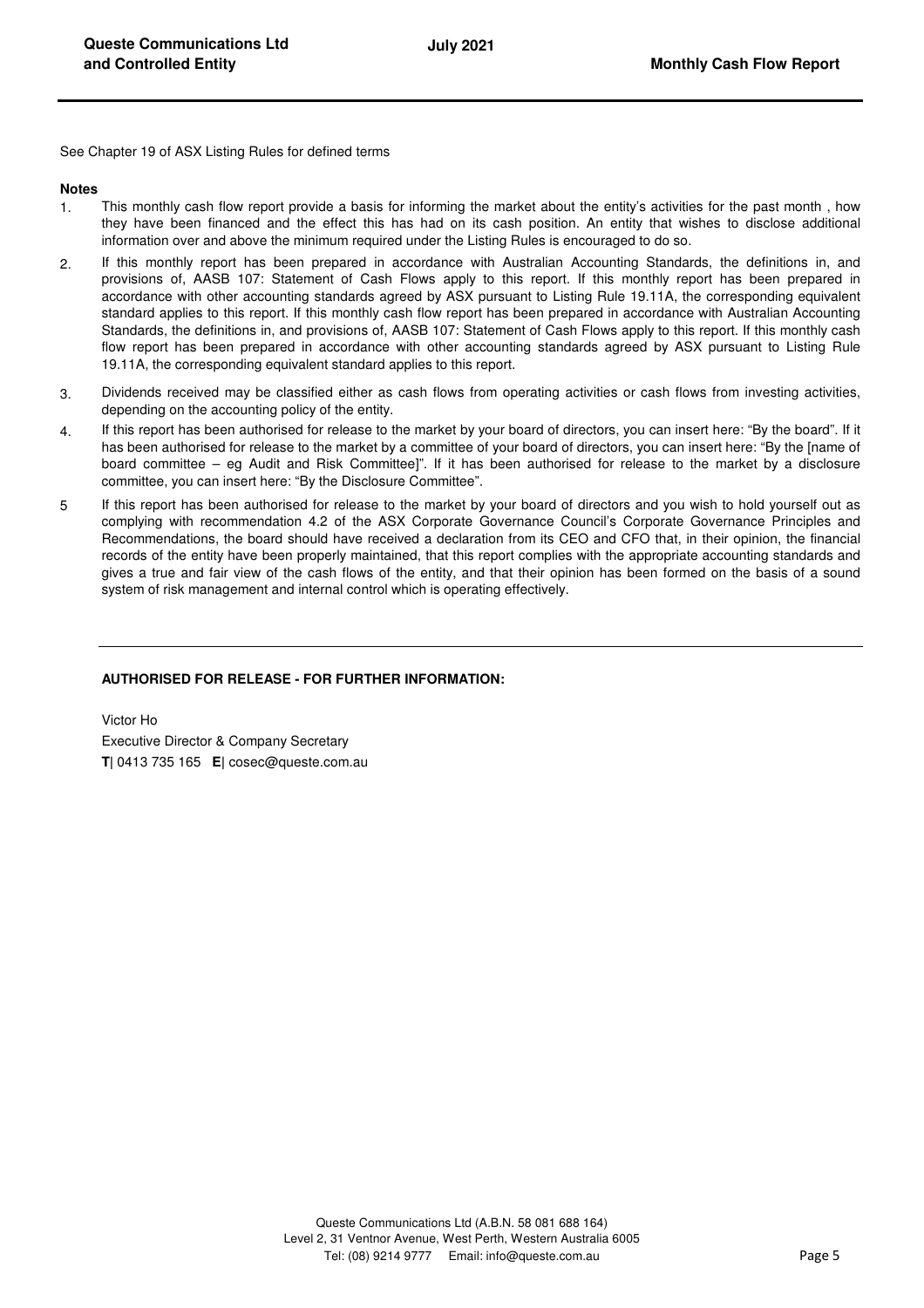See Chapter 19 of ASX Listing Rules for defined terms

**Notes**

1. This monthly cash flow report provide a basis for informing the market about the entity's activities for the past month , how they have been financed and the effect this has had on its cash position. An entity that wishes to disclose additional information over and above the minimum required under the Listing Rules is encouraged to do so.
2. If this monthly report has been prepared in accordance with Australian Accounting Standards, the definitions in, and provisions of, AASB 107: Statement of Cash Flows apply to this report. If this monthly report has been prepared in accordance with other accounting standards agreed by ASX pursuant to Listing Rule 19.11A, the corresponding equivalent standard applies to this report. If this monthly cash flow report has been prepared in accordance with Australian Accounting Standards, the definitions in, and provisions of, AASB 107: Statement of Cash Flows apply to this report. If this monthly cash flow report has been prepared in accordance with other accounting standards agreed by ASX pursuant to Listing Rule 19.11A, the corresponding equivalent standard applies to this report.
3. Dividends received may be classified either as cash flows from operating activities or cash flows from investing activities, depending on the accounting policy of the entity.
4. If this report has been authorised for release to the market by your board of directors, you can insert here: "By the board". If it has been authorised for release to the market by a committee of your board of directors, you can insert here: "By the [name of board committee – eg Audit and Risk Committee]". If it has been authorised for release to the market by a disclosure committee, you can insert here: "By the Disclosure Committee".
5. If this report has been authorised for release to the market by your board of directors and you wish to hold yourself out as complying with recommendation 4.2 of the ASX Corporate Governance Council's Corporate Governance Principles and Recommendations, the board should have received a declaration from its CEO and CFO that, in their opinion, the financial records of the entity have been properly maintained, that this report complies with the appropriate accounting standards and gives a true and fair view of the cash flows of the entity, and that their opinion has been formed on the basis of a sound system of risk management and internal control which is operating effectively.

---

**AUTHORISED FOR RELEASE - FOR FURTHER INFORMATION:**

Victor Ho
Executive Director & Company Secretary
**T|** 0413 735 165 **E|** cosec@queste.com.au